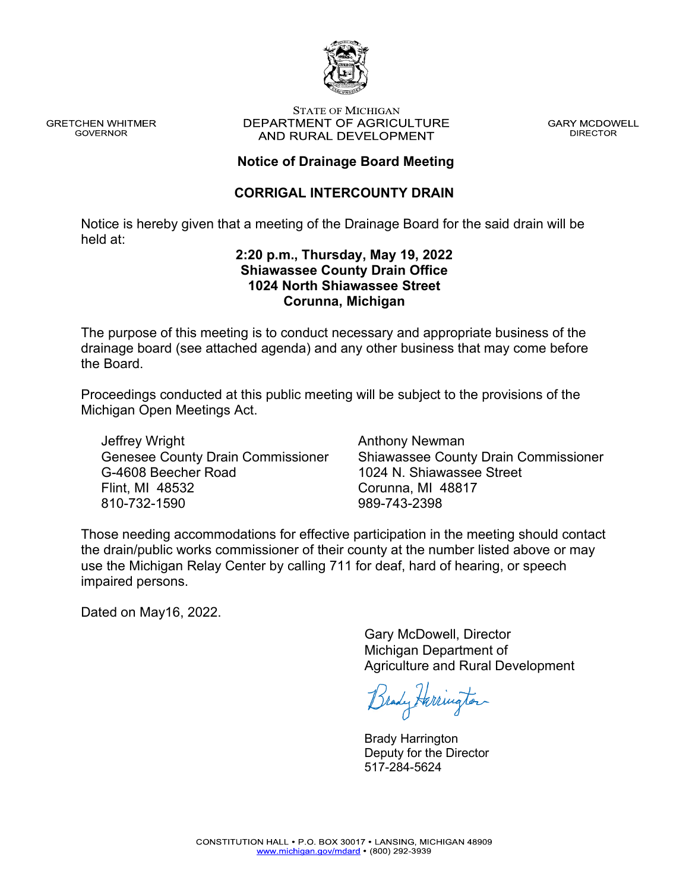GRETCHEN WHITMER
GOVERNOR

STATE OF MICHIGAN
DEPARTMENT OF AGRICULTURE
AND RURAL DEVELOPMENT

GARY MCDOWELL
DIRECTOR

## Notice of Drainage Board Meeting

## CORRIGAL INTERCOUNTY DRAIN

Notice is hereby given that a meeting of the Drainage Board for the said drain will be held at:

**2:20 p.m., Thursday, May 19, 2022**
**Shiawassee County Drain Office**
**1024 North Shiawassee Street**
**Corunna, Michigan**

The purpose of this meeting is to conduct necessary and appropriate business of the drainage board (see attached agenda) and any other business that may come before the Board.

Proceedings conducted at this public meeting will be subject to the provisions of the Michigan Open Meetings Act.

Jeffrey Wright
Genesee County Drain Commissioner
G-4608 Beecher Road
Flint, MI 48532
810-732-1590

Anthony Newman
Shiawassee County Drain Commissioner
1024 N. Shiawassee Street
Corunna, MI 48817
989-743-2398

Those needing accommodations for effective participation in the meeting should contact the drain/public works commissioner of their county at the number listed above or may use the Michigan Relay Center by calling 711 for deaf, hard of hearing, or speech impaired persons.

Dated on May16, 2022.

Gary McDowell, Director
Michigan Department of
Agriculture and Rural Development

Brady Harrington
Deputy for the Director
517-284-5624

CONSTITUTION HALL • P.O. BOX 30017 • LANSING, MICHIGAN 48909
www.michigan.gov/mdard • (800) 292-3939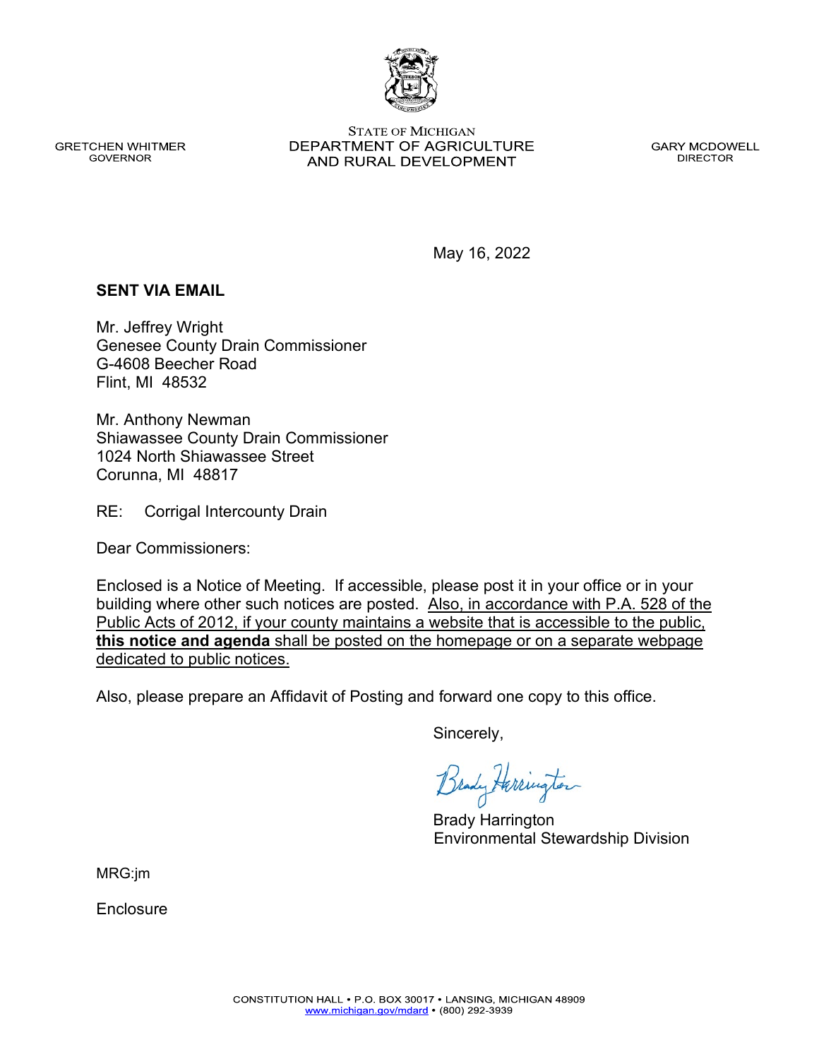STATE OF MICHIGAN
DEPARTMENT OF AGRICULTURE
AND RURAL DEVELOPMENT

GRETCHEN WHITMER
GOVERNOR

GARY MCDOWELL
DIRECTOR

May 16, 2022

**SENT VIA EMAIL**

Mr. Jeffrey Wright
Genesee County Drain Commissioner
G-4608 Beecher Road
Flint, MI 48532

Mr. Anthony Newman
Shiawassee County Drain Commissioner
1024 North Shiawassee Street
Corunna, MI 48817

RE: Corrigal Intercounty Drain

Dear Commissioners:

Enclosed is a Notice of Meeting. If accessible, please post it in your office or in your building where other such notices are posted. Also, in accordance with P.A. 528 of the Public Acts of 2012, if your county maintains a website that is accessible to the public, **this notice and agenda** shall be posted on the homepage or on a separate webpage dedicated to public notices.

Also, please prepare an Affidavit of Posting and forward one copy to this office.

Sincerely,

Brady Harrington
Environmental Stewardship Division

MRG:jm

Enclosure

CONSTITUTION HALL • P.O. BOX 30017 • LANSING, MICHIGAN 48909
www.michigan.gov/mdard • (800) 292-3939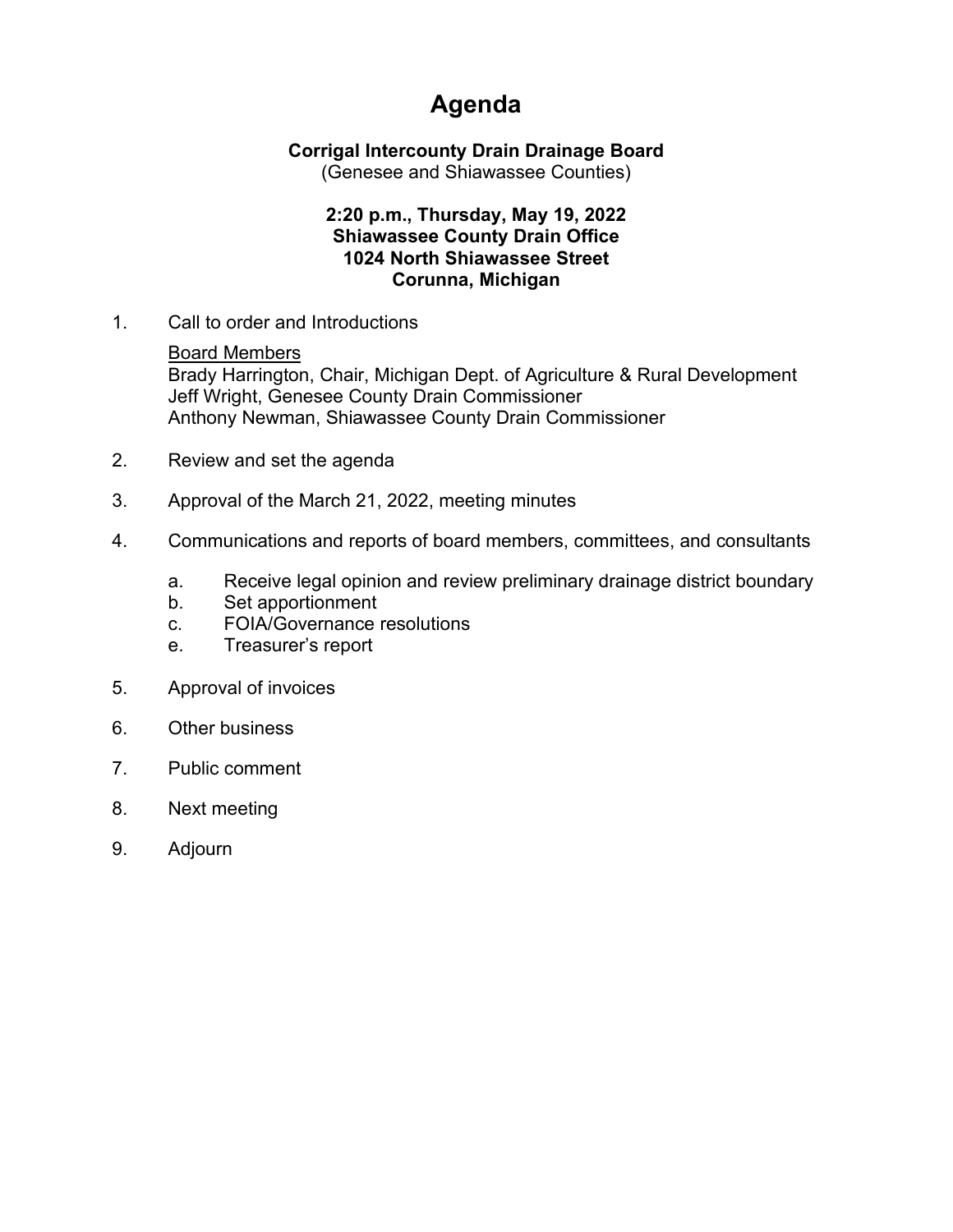# Agenda

**Corrigal Intercounty Drain Drainage Board**
(Genesee and Shiawassee Counties)

**2:20 p.m., Thursday, May 19, 2022**
**Shiawassee County Drain Office**
**1024 North Shiawassee Street**
**Corunna, Michigan**

1. Call to order and Introductions

   Board Members
   Brady Harrington, Chair, Michigan Dept. of Agriculture & Rural Development
   Jeff Wright, Genesee County Drain Commissioner
   Anthony Newman, Shiawassee County Drain Commissioner

2. Review and set the agenda

3. Approval of the March 21, 2022, meeting minutes

4. Communications and reports of board members, committees, and consultants

   a. Receive legal opinion and review preliminary drainage district boundary
   b. Set apportionment
   c. FOIA/Governance resolutions
   e. Treasurer's report

5. Approval of invoices

6. Other business

7. Public comment

8. Next meeting

9. Adjourn